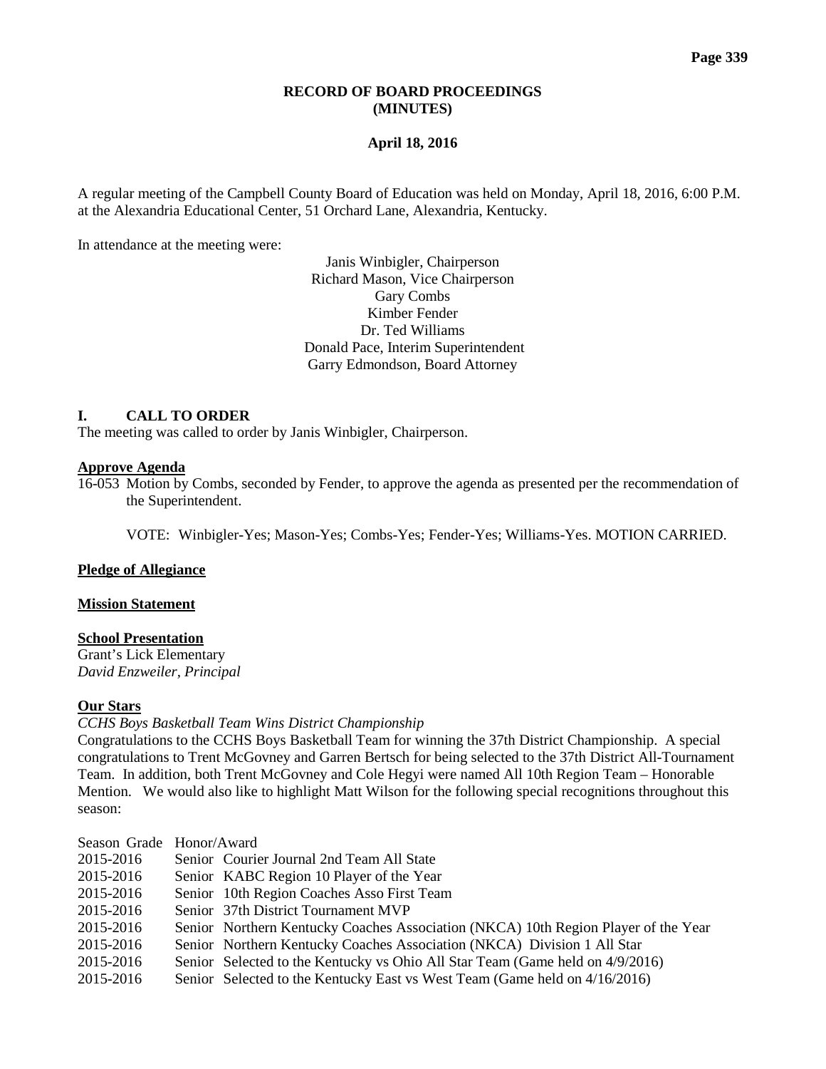**RECORD OF BOARD PROCEEDINGS**
**(MINUTES)**

**April 18, 2016**

A regular meeting of the Campbell County Board of Education was held on Monday, April 18, 2016, 6:00 P.M. at the Alexandria Educational Center, 51 Orchard Lane, Alexandria, Kentucky.

In attendance at the meeting were:

Janis Winbigler, Chairperson
Richard Mason, Vice Chairperson
Gary Combs
Kimber Fender
Dr. Ted Williams
Donald Pace, Interim Superintendent
Garry Edmondson, Board Attorney

## I. CALL TO ORDER

The meeting was called to order by Janis Winbigler, Chairperson.

**Approve Agenda**

16-053 Motion by Combs, seconded by Fender, to approve the agenda as presented per the recommendation of the Superintendent.

VOTE: Winbigler-Yes; Mason-Yes; Combs-Yes; Fender-Yes; Williams-Yes. MOTION CARRIED.

**Pledge of Allegiance**

**Mission Statement**

**School Presentation**

Grant's Lick Elementary
*David Enzweiler, Principal*

**Our Stars**

*CCHS Boys Basketball Team Wins District Championship*

Congratulations to the CCHS Boys Basketball Team for winning the 37th District Championship. A special congratulations to Trent McGovney and Garren Bertsch for being selected to the 37th District All-Tournament Team. In addition, both Trent McGovney and Cole Hegyi were named All 10th Region Team – Honorable Mention. We would also like to highlight Matt Wilson for the following special recognitions throughout this season:

| Season | Grade | Honor/Award |
|---|---|---|
| 2015-2016 | Senior | Courier Journal 2nd Team All State |
| 2015-2016 | Senior | KABC Region 10 Player of the Year |
| 2015-2016 | Senior | 10th Region Coaches Asso First Team |
| 2015-2016 | Senior | 37th District Tournament MVP |
| 2015-2016 | Senior | Northern Kentucky Coaches Association (NKCA) 10th Region Player of the Year |
| 2015-2016 | Senior | Northern Kentucky Coaches Association (NKCA) Division 1 All Star |
| 2015-2016 | Senior | Selected to the Kentucky vs Ohio All Star Team (Game held on 4/9/2016) |
| 2015-2016 | Senior | Selected to the Kentucky East vs West Team (Game held on 4/16/2016) |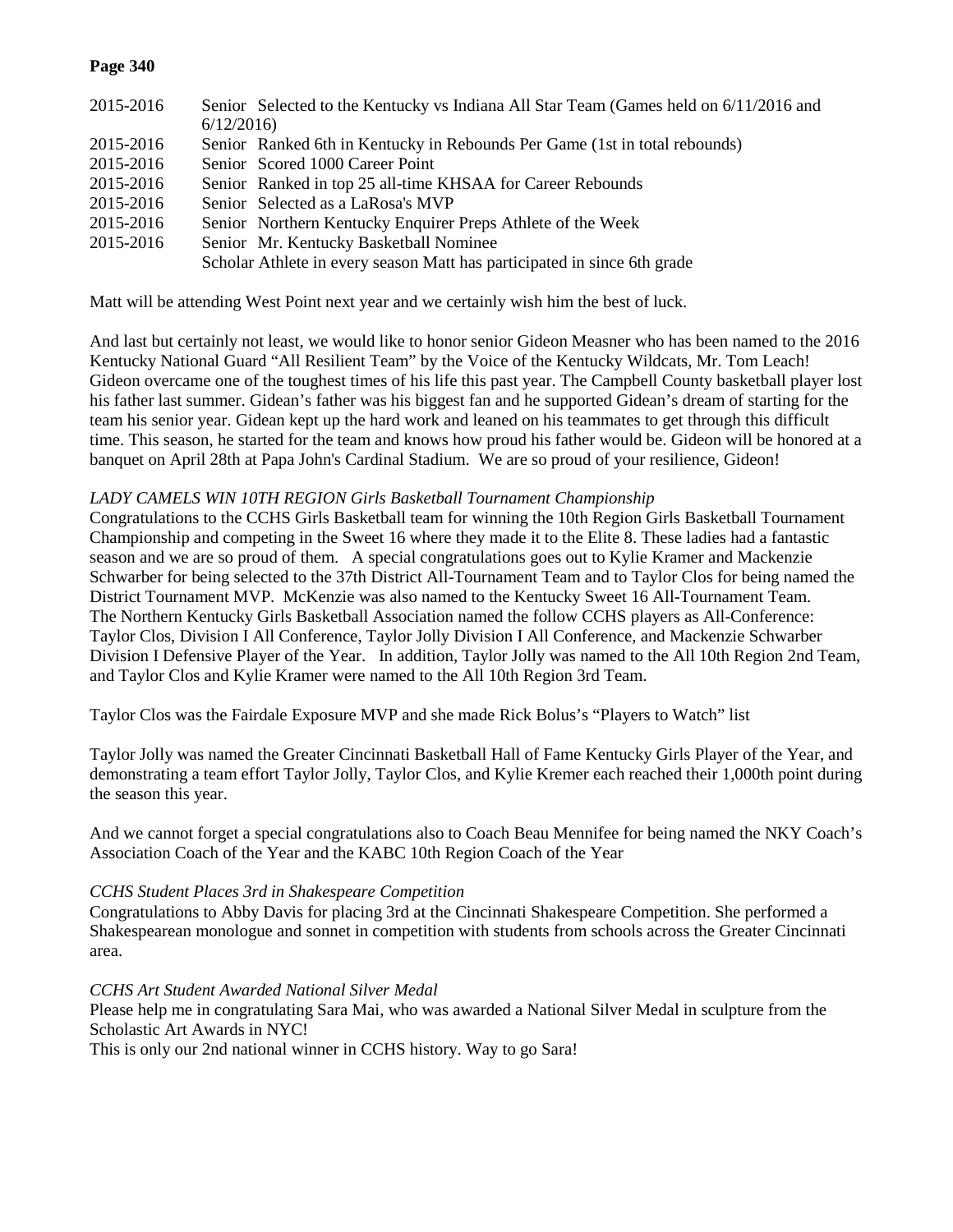| | |
|---|---|
| 2015-2016 | Senior Selected to the Kentucky vs Indiana All Star Team (Games held on 6/11/2016 and 6/12/2016) |
| 2015-2016 | Senior Ranked 6th in Kentucky in Rebounds Per Game (1st in total rebounds) |
| 2015-2016 | Senior Scored 1000 Career Point |
| 2015-2016 | Senior Ranked in top 25 all-time KHSAA for Career Rebounds |
| 2015-2016 | Senior Selected as a LaRosa's MVP |
| 2015-2016 | Senior Northern Kentucky Enquirer Preps Athlete of the Week |
| 2015-2016 | Senior Mr. Kentucky Basketball Nominee |
| | Scholar Athlete in every season Matt has participated in since 6th grade |

Matt will be attending West Point next year and we certainly wish him the best of luck.

And last but certainly not least, we would like to honor senior Gideon Measner who has been named to the 2016 Kentucky National Guard "All Resilient Team" by the Voice of the Kentucky Wildcats, Mr. Tom Leach! Gideon overcame one of the toughest times of his life this past year. The Campbell County basketball player lost his father last summer. Gidean's father was his biggest fan and he supported Gidean's dream of starting for the team his senior year. Gidean kept up the hard work and leaned on his teammates to get through this difficult time. This season, he started for the team and knows how proud his father would be. Gideon will be honored at a banquet on April 28th at Papa John's Cardinal Stadium. We are so proud of your resilience, Gideon!

*LADY CAMELS WIN 10TH REGION Girls Basketball Tournament Championship*

Congratulations to the CCHS Girls Basketball team for winning the 10th Region Girls Basketball Tournament Championship and competing in the Sweet 16 where they made it to the Elite 8. These ladies had a fantastic season and we are so proud of them. A special congratulations goes out to Kylie Kramer and Mackenzie Schwarber for being selected to the 37th District All-Tournament Team and to Taylor Clos for being named the District Tournament MVP. McKenzie was also named to the Kentucky Sweet 16 All-Tournament Team. The Northern Kentucky Girls Basketball Association named the follow CCHS players as All-Conference: Taylor Clos, Division I All Conference, Taylor Jolly Division I All Conference, and Mackenzie Schwarber Division I Defensive Player of the Year. In addition, Taylor Jolly was named to the All 10th Region 2nd Team, and Taylor Clos and Kylie Kramer were named to the All 10th Region 3rd Team.

Taylor Clos was the Fairdale Exposure MVP and she made Rick Bolus's "Players to Watch" list

Taylor Jolly was named the Greater Cincinnati Basketball Hall of Fame Kentucky Girls Player of the Year, and demonstrating a team effort Taylor Jolly, Taylor Clos, and Kylie Kremer each reached their 1,000th point during the season this year.

And we cannot forget a special congratulations also to Coach Beau Mennifee for being named the NKY Coach's Association Coach of the Year and the KABC 10th Region Coach of the Year

*CCHS Student Places 3rd in Shakespeare Competition*

Congratulations to Abby Davis for placing 3rd at the Cincinnati Shakespeare Competition. She performed a Shakespearean monologue and sonnet in competition with students from schools across the Greater Cincinnati area.

*CCHS Art Student Awarded National Silver Medal*

Please help me in congratulating Sara Mai, who was awarded a National Silver Medal in sculpture from the Scholastic Art Awards in NYC!

This is only our 2nd national winner in CCHS history. Way to go Sara!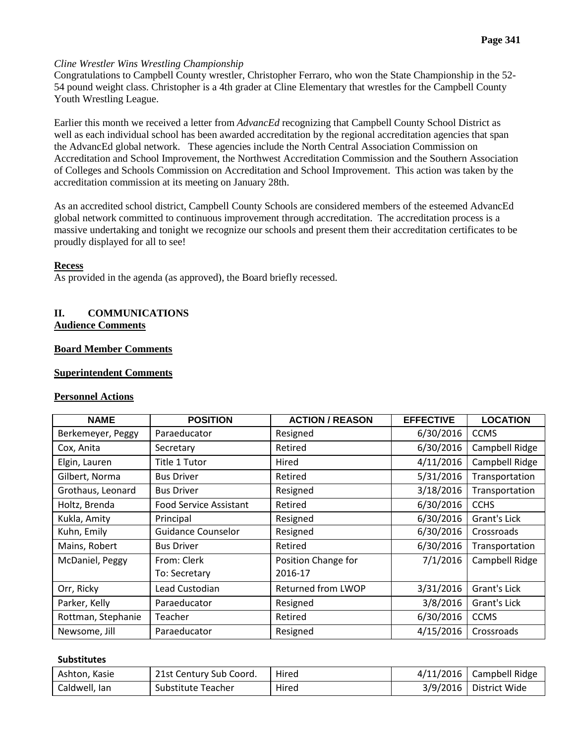*Cline Wrestler Wins Wrestling Championship*
Congratulations to Campbell County wrestler, Christopher Ferraro, who won the State Championship in the 52-54 pound weight class. Christopher is a 4th grader at Cline Elementary that wrestles for the Campbell County Youth Wrestling League.

Earlier this month we received a letter from *AdvancEd* recognizing that Campbell County School District as well as each individual school has been awarded accreditation by the regional accreditation agencies that span the AdvancEd global network. These agencies include the North Central Association Commission on Accreditation and School Improvement, the Northwest Accreditation Commission and the Southern Association of Colleges and Schools Commission on Accreditation and School Improvement. This action was taken by the accreditation commission at its meeting on January 28th.

As an accredited school district, Campbell County Schools are considered members of the esteemed AdvancEd global network committed to continuous improvement through accreditation. The accreditation process is a massive undertaking and tonight we recognize our schools and present them their accreditation certificates to be proudly displayed for all to see!

**Recess**
As provided in the agenda (as approved), the Board briefly recessed.

## II. COMMUNICATIONS

**Audience Comments**

**Board Member Comments**

**Superintendent Comments**

**Personnel Actions**

| NAME | POSITION | ACTION / REASON | EFFECTIVE | LOCATION |
|---|---|---|---|---|
| Berkemeyer, Peggy | Paraeducator | Resigned | 6/30/2016 | CCMS |
| Cox, Anita | Secretary | Retired | 6/30/2016 | Campbell Ridge |
| Elgin, Lauren | Title 1 Tutor | Hired | 4/11/2016 | Campbell Ridge |
| Gilbert, Norma | Bus Driver | Retired | 5/31/2016 | Transportation |
| Grothaus, Leonard | Bus Driver | Resigned | 3/18/2016 | Transportation |
| Holtz, Brenda | Food Service Assistant | Retired | 6/30/2016 | CCHS |
| Kukla, Amity | Principal | Resigned | 6/30/2016 | Grant's Lick |
| Kuhn, Emily | Guidance Counselor | Resigned | 6/30/2016 | Crossroads |
| Mains, Robert | Bus Driver | Retired | 6/30/2016 | Transportation |
| McDaniel, Peggy | From: Clerk<br>To: Secretary | Position Change for 2016-17 | 7/1/2016 | Campbell Ridge |
| Orr, Ricky | Lead Custodian | Returned from LWOP | 3/31/2016 | Grant's Lick |
| Parker, Kelly | Paraeducator | Resigned | 3/8/2016 | Grant's Lick |
| Rottman, Stephanie | Teacher | Retired | 6/30/2016 | CCMS |
| Newsome, Jill | Paraeducator | Resigned | 4/15/2016 | Crossroads |

**Substitutes**

| | | | | |
|---|---|---|---|---|
| Ashton, Kasie | 21st Century Sub Coord. | Hired | 4/11/2016 | Campbell Ridge |
| Caldwell, Ian | Substitute Teacher | Hired | 3/9/2016 | District Wide |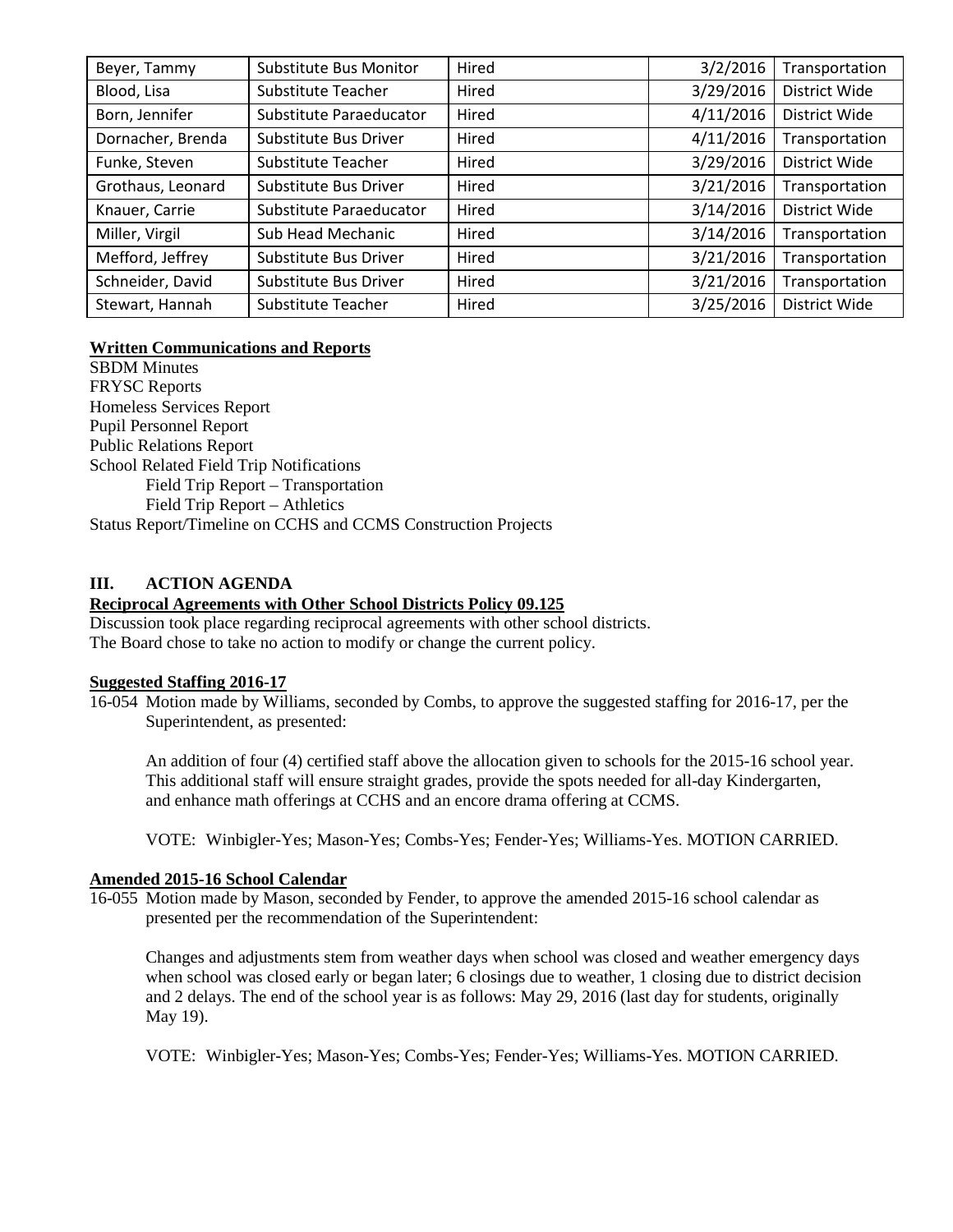| Beyer, Tammy | Substitute Bus Monitor | Hired | 3/2/2016 | Transportation |
|---|---|---|---|---|
| Blood, Lisa | Substitute Teacher | Hired | 3/29/2016 | District Wide |
| Born, Jennifer | Substitute Paraeducator | Hired | 4/11/2016 | District Wide |
| Dornacher, Brenda | Substitute Bus Driver | Hired | 4/11/2016 | Transportation |
| Funke, Steven | Substitute Teacher | Hired | 3/29/2016 | District Wide |
| Grothaus, Leonard | Substitute Bus Driver | Hired | 3/21/2016 | Transportation |
| Knauer, Carrie | Substitute Paraeducator | Hired | 3/14/2016 | District Wide |
| Miller, Virgil | Sub Head Mechanic | Hired | 3/14/2016 | Transportation |
| Mefford, Jeffrey | Substitute Bus Driver | Hired | 3/21/2016 | Transportation |
| Schneider, David | Substitute Bus Driver | Hired | 3/21/2016 | Transportation |
| Stewart, Hannah | Substitute Teacher | Hired | 3/25/2016 | District Wide |

**Written Communications and Reports**

SBDM Minutes
FRYSC Reports
Homeless Services Report
Pupil Personnel Report
Public Relations Report
School Related Field Trip Notifications
  Field Trip Report – Transportation
  Field Trip Report – Athletics
Status Report/Timeline on CCHS and CCMS Construction Projects

## III. ACTION AGENDA

**Reciprocal Agreements with Other School Districts Policy 09.125**

Discussion took place regarding reciprocal agreements with other school districts.
The Board chose to take no action to modify or change the current policy.

**Suggested Staffing 2016-17**

16-054 Motion made by Williams, seconded by Combs, to approve the suggested staffing for 2016-17, per the Superintendent, as presented:

An addition of four (4) certified staff above the allocation given to schools for the 2015-16 school year. This additional staff will ensure straight grades, provide the spots needed for all-day Kindergarten, and enhance math offerings at CCHS and an encore drama offering at CCMS.

VOTE: Winbigler-Yes; Mason-Yes; Combs-Yes; Fender-Yes; Williams-Yes. MOTION CARRIED.

**Amended 2015-16 School Calendar**

16-055 Motion made by Mason, seconded by Fender, to approve the amended 2015-16 school calendar as presented per the recommendation of the Superintendent:

Changes and adjustments stem from weather days when school was closed and weather emergency days when school was closed early or began later; 6 closings due to weather, 1 closing due to district decision and 2 delays. The end of the school year is as follows: May 29, 2016 (last day for students, originally May 19).

VOTE: Winbigler-Yes; Mason-Yes; Combs-Yes; Fender-Yes; Williams-Yes. MOTION CARRIED.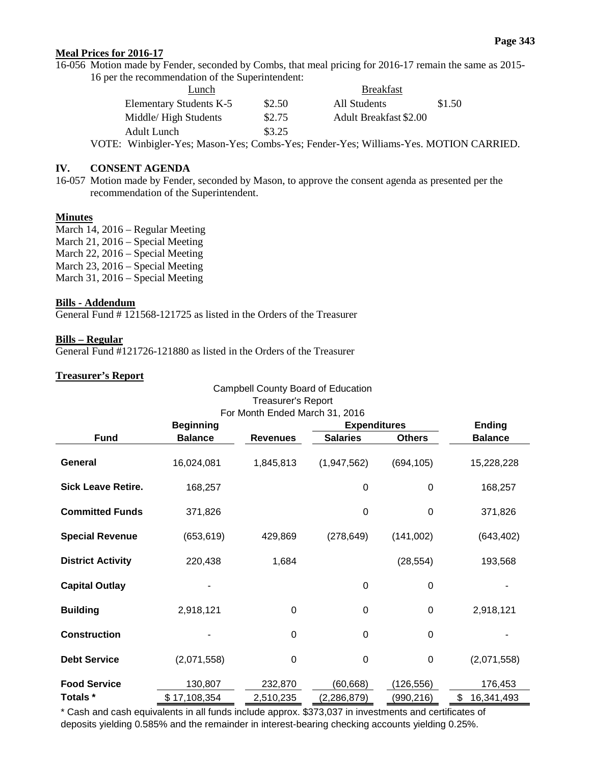**Meal Prices for 2016-17**

16-056 Motion made by Fender, seconded by Combs, that meal pricing for 2016-17 remain the same as 2015-16 per the recommendation of the Superintendent:

| Lunch | | Breakfast | |
|---|---|---|---|
| Elementary Students K-5 | $2.50 | All Students | $1.50 |
| Middle/ High Students | $2.75 | Adult Breakfast $2.00 | |
| Adult Lunch | $3.25 | | |

VOTE: Winbigler-Yes; Mason-Yes; Combs-Yes; Fender-Yes; Williams-Yes. MOTION CARRIED.

## IV. CONSENT AGENDA

16-057 Motion made by Fender, seconded by Mason, to approve the consent agenda as presented per the recommendation of the Superintendent.

**Minutes**

March 14, 2016 – Regular Meeting
March 21, 2016 – Special Meeting
March 22, 2016 – Special Meeting
March 23, 2016 – Special Meeting
March 31, 2016 – Special Meeting

**Bills - Addendum**

General Fund # 121568-121725 as listed in the Orders of the Treasurer

**Bills – Regular**

General Fund #121726-121880 as listed in the Orders of the Treasurer

**Treasurer's Report**

Campbell County Board of Education
Treasurer's Report
For Month Ended March 31, 2016

| Fund | Beginning Balance | Revenues | Expenditures Salaries | Expenditures Others | Ending Balance |
|---|---|---|---|---|---|
| **General** | 16,024,081 | 1,845,813 | (1,947,562) | (694,105) | 15,228,228 |
| **Sick Leave Retire.** | 168,257 | | 0 | 0 | 168,257 |
| **Committed Funds** | 371,826 | | 0 | 0 | 371,826 |
| **Special Revenue** | (653,619) | 429,869 | (278,649) | (141,002) | (643,402) |
| **District Activity** | 220,438 | 1,684 | | (28,554) | 193,568 |
| **Capital Outlay** | - | | 0 | 0 | - |
| **Building** | 2,918,121 | 0 | 0 | 0 | 2,918,121 |
| **Construction** | - | 0 | 0 | 0 | - |
| **Debt Service** | (2,071,558) | 0 | 0 | 0 | (2,071,558) |
| **Food Service** | 130,807 | 232,870 | (60,668) | (126,556) | 176,453 |
| **Totals *** | $ 17,108,354 | 2,510,235 | (2,286,879) | (990,216) | $ 16,341,493 |

* Cash and cash equivalents in all funds include approx. $373,037 in investments and certificates of deposits yielding 0.585% and the remainder in interest-bearing checking accounts yielding 0.25%.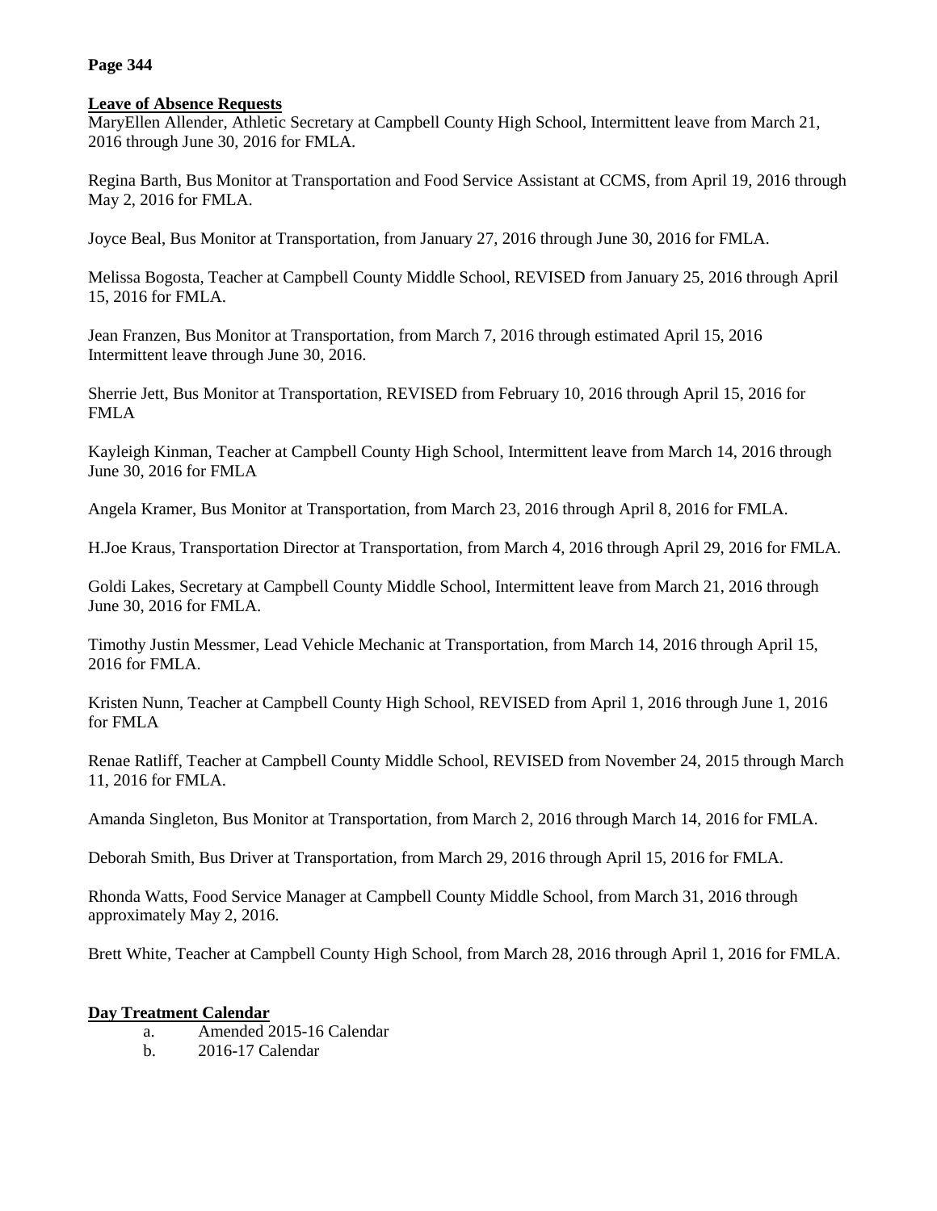## Leave of Absence Requests

MaryEllen Allender, Athletic Secretary at Campbell County High School, Intermittent leave from March 21, 2016 through June 30, 2016 for FMLA.

Regina Barth, Bus Monitor at Transportation and Food Service Assistant at CCMS, from April 19, 2016 through May 2, 2016 for FMLA.

Joyce Beal, Bus Monitor at Transportation, from January 27, 2016 through June 30, 2016 for FMLA.

Melissa Bogosta, Teacher at Campbell County Middle School, REVISED from January 25, 2016 through April 15, 2016 for FMLA.

Jean Franzen, Bus Monitor at Transportation, from March 7, 2016 through estimated April 15, 2016 Intermittent leave through June 30, 2016.

Sherrie Jett, Bus Monitor at Transportation, REVISED from February 10, 2016 through April 15, 2016 for FMLA

Kayleigh Kinman, Teacher at Campbell County High School, Intermittent leave from March 14, 2016 through June 30, 2016 for FMLA

Angela Kramer, Bus Monitor at Transportation, from March 23, 2016 through April 8, 2016 for FMLA.

H.Joe Kraus, Transportation Director at Transportation, from March 4, 2016 through April 29, 2016 for FMLA.

Goldi Lakes, Secretary at Campbell County Middle School, Intermittent leave from March 21, 2016 through June 30, 2016 for FMLA.

Timothy Justin Messmer, Lead Vehicle Mechanic at Transportation, from March 14, 2016 through April 15, 2016 for FMLA.

Kristen Nunn, Teacher at Campbell County High School, REVISED from April 1, 2016 through June 1, 2016 for FMLA

Renae Ratliff, Teacher at Campbell County Middle School, REVISED from November 24, 2015 through March 11, 2016 for FMLA.

Amanda Singleton, Bus Monitor at Transportation, from March 2, 2016 through March 14, 2016 for FMLA.

Deborah Smith, Bus Driver at Transportation, from March 29, 2016 through April 15, 2016 for FMLA.

Rhonda Watts, Food Service Manager at Campbell County Middle School, from March 31, 2016 through approximately May 2, 2016.

Brett White, Teacher at Campbell County High School, from March 28, 2016 through April 1, 2016 for FMLA.

## Day Treatment Calendar

a. Amended 2015-16 Calendar

b. 2016-17 Calendar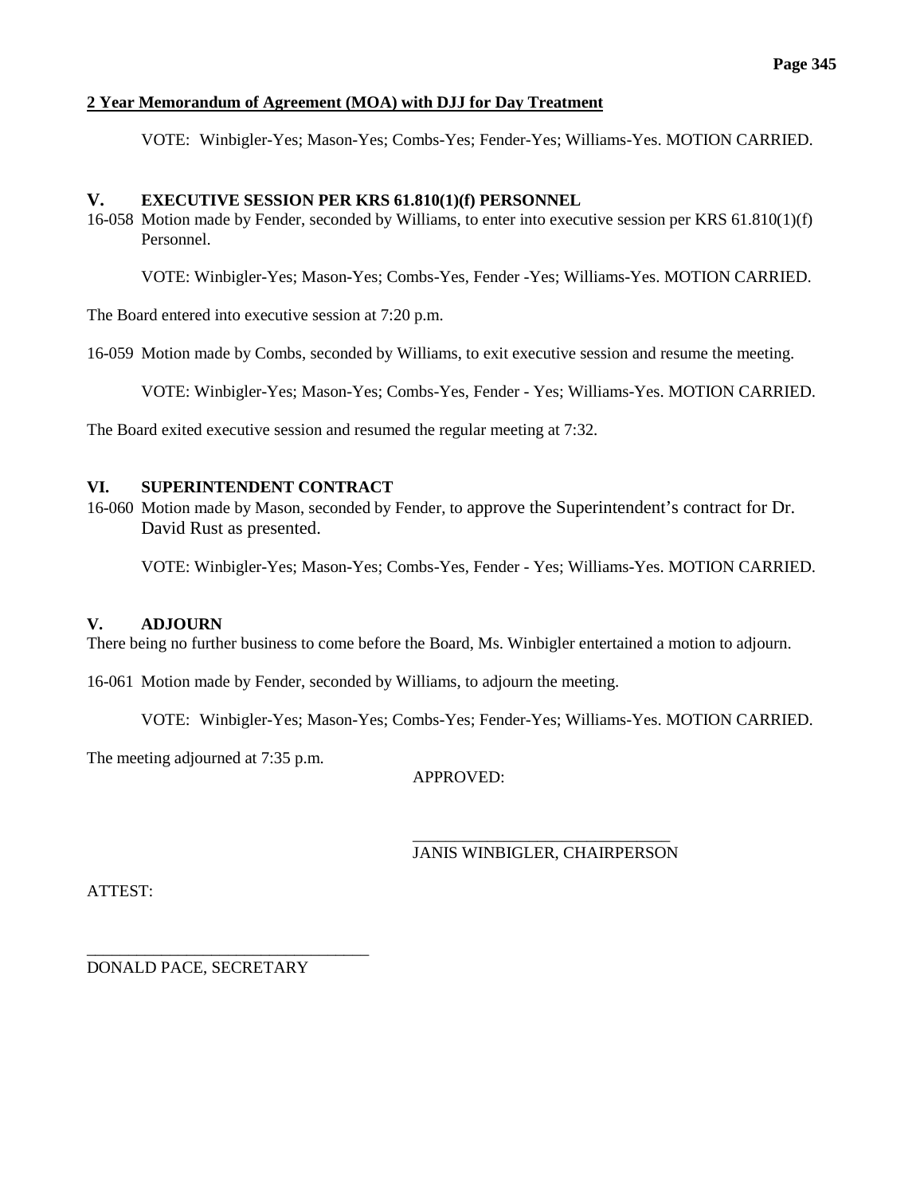**2 Year Memorandum of Agreement (MOA) with DJJ for Day Treatment**

VOTE: Winbigler-Yes; Mason-Yes; Combs-Yes; Fender-Yes; Williams-Yes. MOTION CARRIED.

## V. EXECUTIVE SESSION PER KRS 61.810(1)(f) PERSONNEL

16-058 Motion made by Fender, seconded by Williams, to enter into executive session per KRS 61.810(1)(f) Personnel.

VOTE: Winbigler-Yes; Mason-Yes; Combs-Yes, Fender -Yes; Williams-Yes. MOTION CARRIED.

The Board entered into executive session at 7:20 p.m.

16-059 Motion made by Combs, seconded by Williams, to exit executive session and resume the meeting.

VOTE: Winbigler-Yes; Mason-Yes; Combs-Yes, Fender - Yes; Williams-Yes. MOTION CARRIED.

The Board exited executive session and resumed the regular meeting at 7:32.

## VI. SUPERINTENDENT CONTRACT

16-060 Motion made by Mason, seconded by Fender, to approve the Superintendent's contract for Dr. David Rust as presented.

VOTE: Winbigler-Yes; Mason-Yes; Combs-Yes, Fender - Yes; Williams-Yes. MOTION CARRIED.

## V. ADJOURN

There being no further business to come before the Board, Ms. Winbigler entertained a motion to adjourn.

16-061 Motion made by Fender, seconded by Williams, to adjourn the meeting.

VOTE: Winbigler-Yes; Mason-Yes; Combs-Yes; Fender-Yes; Williams-Yes. MOTION CARRIED.

The meeting adjourned at 7:35 p.m.

APPROVED:

\_\_\_\_\_\_\_\_\_\_\_\_\_\_\_\_\_\_\_\_\_\_\_\_\_\_\_\_\_\_
JANIS WINBIGLER, CHAIRPERSON

ATTEST:

\_\_\_\_\_\_\_\_\_\_\_\_\_\_\_\_\_\_\_\_\_\_\_\_\_\_\_\_\_\_\_\_\_\_
DONALD PACE, SECRETARY